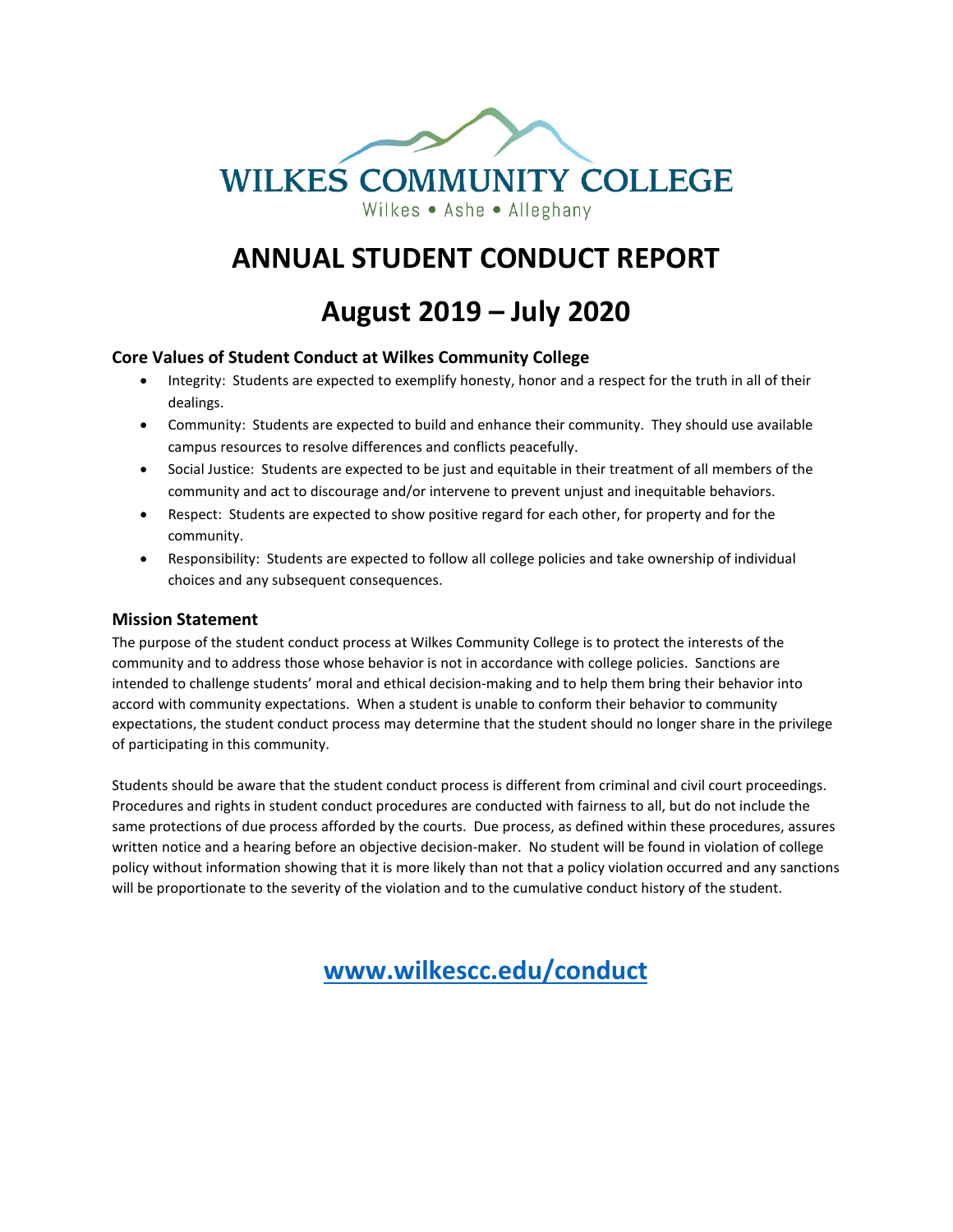WILKES COMMUNITY COLLEGE

Wilkes • Ashe • Alleghany

# ANNUAL STUDENT CONDUCT REPORT

# August 2019 – July 2020

### Core Values of Student Conduct at Wilkes Community College

- Integrity: Students are expected to exemplify honesty, honor and a respect for the truth in all of their dealings.
- Community: Students are expected to build and enhance their community. They should use available campus resources to resolve differences and conflicts peacefully.
- Social Justice: Students are expected to be just and equitable in their treatment of all members of the community and act to discourage and/or intervene to prevent unjust and inequitable behaviors.
- Respect: Students are expected to show positive regard for each other, for property and for the community.
- Responsibility: Students are expected to follow all college policies and take ownership of individual choices and any subsequent consequences.

### Mission Statement

The purpose of the student conduct process at Wilkes Community College is to protect the interests of the community and to address those whose behavior is not in accordance with college policies. Sanctions are intended to challenge students' moral and ethical decision-making and to help them bring their behavior into accord with community expectations. When a student is unable to conform their behavior to community expectations, the student conduct process may determine that the student should no longer share in the privilege of participating in this community.

Students should be aware that the student conduct process is different from criminal and civil court proceedings. Procedures and rights in student conduct procedures are conducted with fairness to all, but do not include the same protections of due process afforded by the courts. Due process, as defined within these procedures, assures written notice and a hearing before an objective decision-maker. No student will be found in violation of college policy without information showing that it is more likely than not that a policy violation occurred and any sanctions will be proportionate to the severity of the violation and to the cumulative conduct history of the student.

**[www.wilkescc.edu/conduct](http://www.wilkescc.edu/conduct)**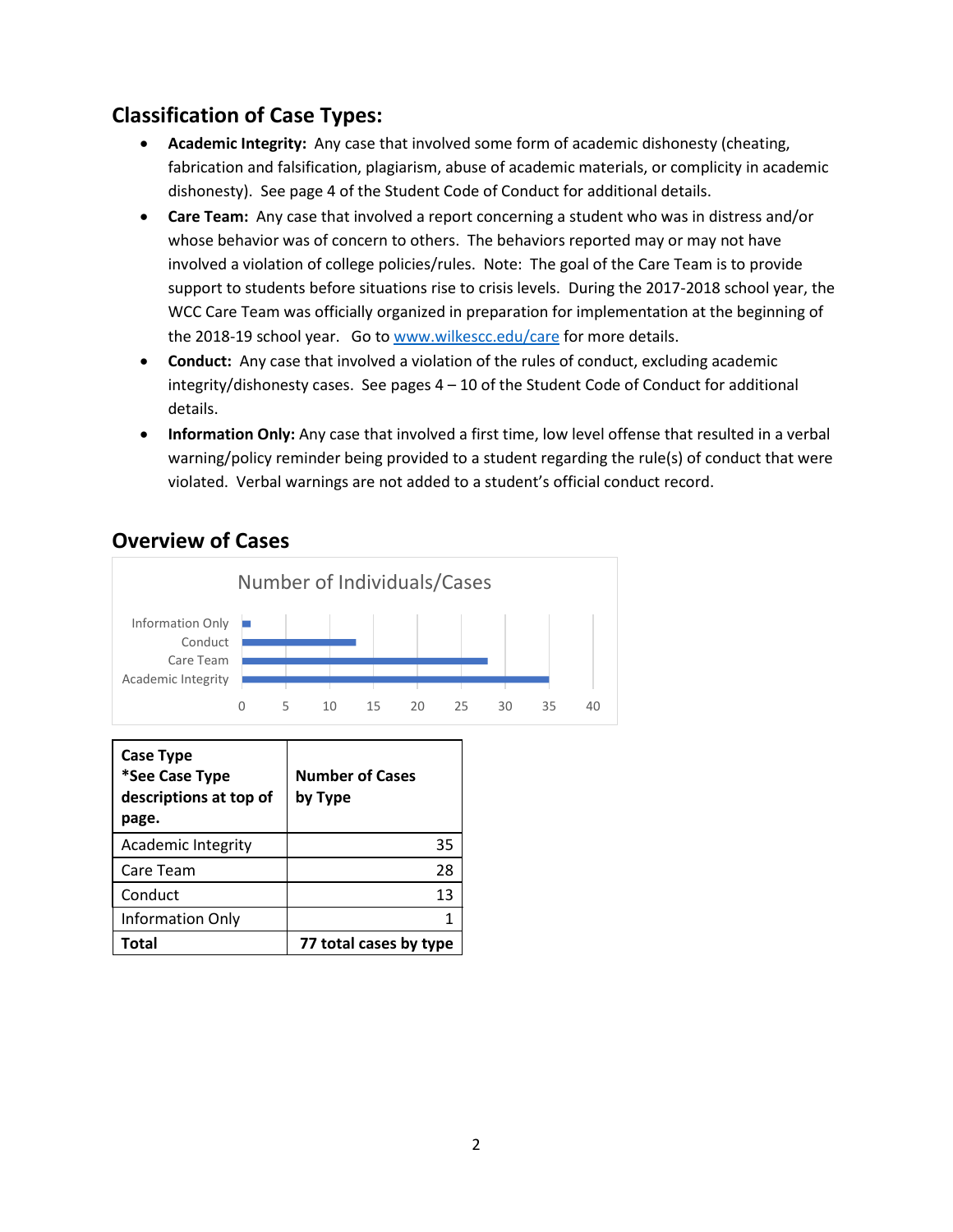## Classification of Case Types:

- **Academic Integrity:** Any case that involved some form of academic dishonesty (cheating, fabrication and falsification, plagiarism, abuse of academic materials, or complicity in academic dishonesty). See page 4 of the Student Code of Conduct for additional details.
- **Care Team:** Any case that involved a report concerning a student who was in distress and/or whose behavior was of concern to others. The behaviors reported may or may not have involved a violation of college policies/rules. Note: The goal of the Care Team is to provide support to students before situations rise to crisis levels. During the 2017-2018 school year, the WCC Care Team was officially organized in preparation for implementation at the beginning of the 2018-19 school year. Go to www.wilkescc.edu/care for more details.
- **Conduct:** Any case that involved a violation of the rules of conduct, excluding academic integrity/dishonesty cases. See pages 4 – 10 of the Student Code of Conduct for additional details.
- **Information Only:** Any case that involved a first time, low level offense that resulted in a verbal warning/policy reminder being provided to a student regarding the rule(s) of conduct that were violated. Verbal warnings are not added to a student's official conduct record.

## Overview of Cases

Number of Individuals/Cases

| Case Type | Number |
|---|---|
| Information Only | 1 |
| Conduct | 13 |
| Care Team | 28 |
| Academic Integrity | 35 |

| Case Type *See Case Type descriptions at top of page. | Number of Cases by Type |
|---|---|
| Academic Integrity | 35 |
| Care Team | 28 |
| Conduct | 13 |
| Information Only | 1 |
| **Total** | **77 total cases by type** |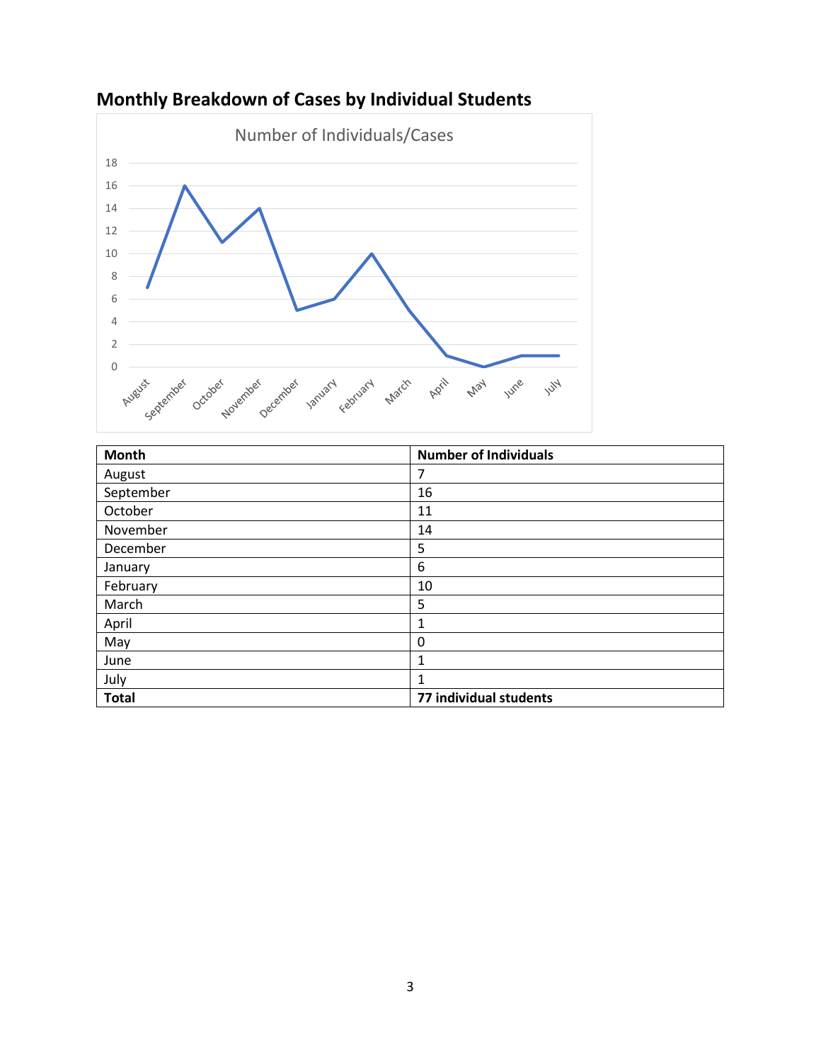## Monthly Breakdown of Cases by Individual Students

| Month | Number of Individuals |
|---|---|
| August | 7 |
| September | 16 |
| October | 11 |
| November | 14 |
| December | 5 |
| January | 6 |
| February | 10 |
| March | 5 |
| April | 1 |
| May | 0 |
| June | 1 |
| July | 1 |
| **Total** | **77 individual students** |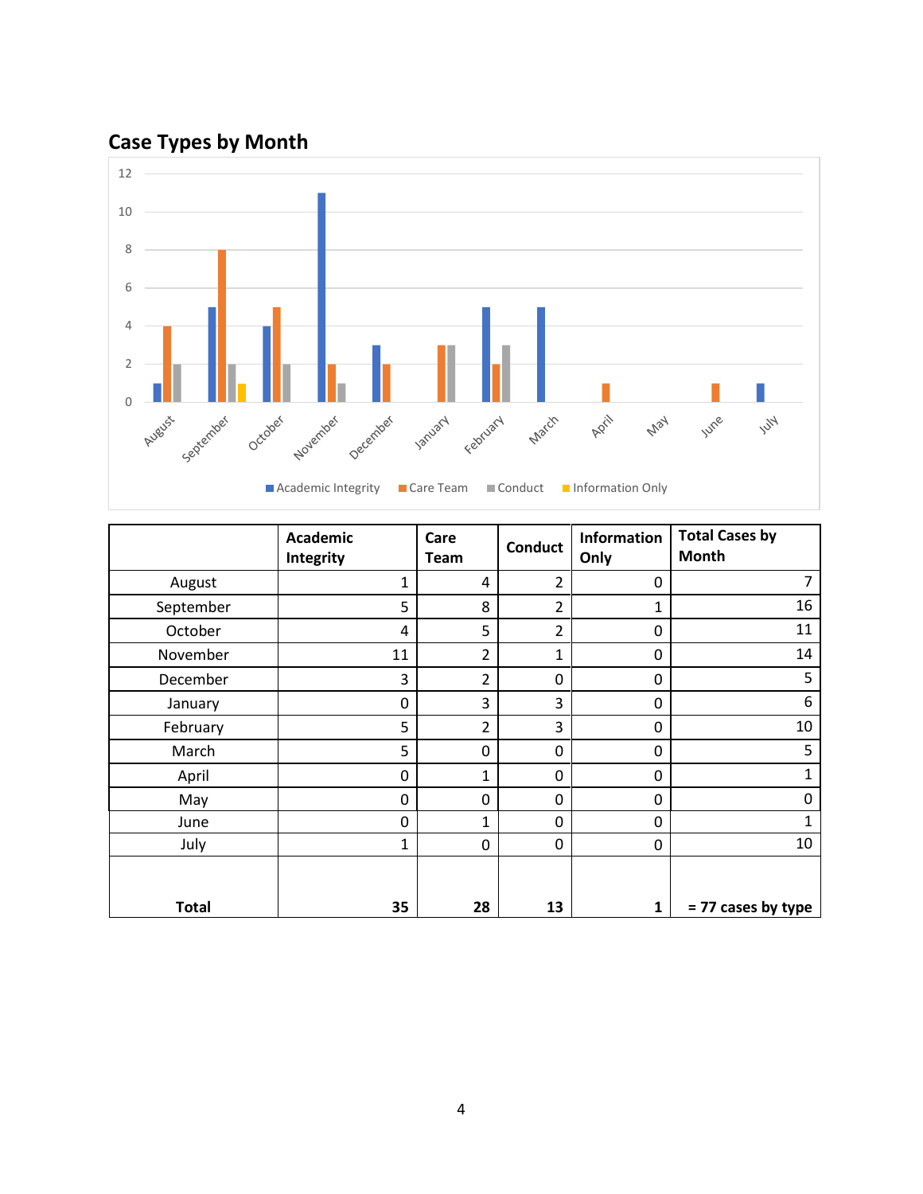## Case Types by Month

|  | Academic Integrity | Care Team | Conduct | Information Only | Total Cases by Month |
|---|---|---|---|---|---|
| August | 1 | 4 | 2 | 0 | 7 |
| September | 5 | 8 | 2 | 1 | 16 |
| October | 4 | 5 | 2 | 0 | 11 |
| November | 11 | 2 | 1 | 0 | 14 |
| December | 3 | 2 | 0 | 0 | 5 |
| January | 0 | 3 | 3 | 0 | 6 |
| February | 5 | 2 | 3 | 0 | 10 |
| March | 5 | 0 | 0 | 0 | 5 |
| April | 0 | 1 | 0 | 0 | 1 |
| May | 0 | 0 | 0 | 0 | 0 |
| June | 0 | 1 | 0 | 0 | 1 |
| July | 1 | 0 | 0 | 0 | 10 |
| **Total** | **35** | **28** | **13** | **1** | **= 77 cases by type** |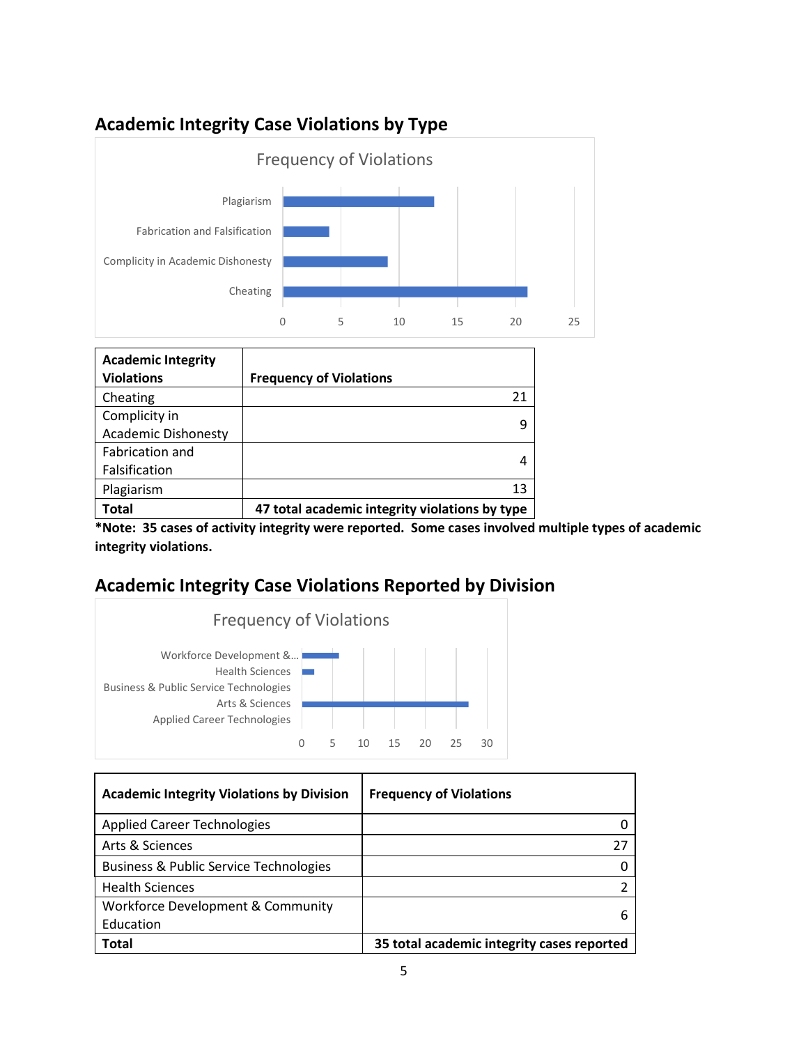## Academic Integrity Case Violations by Type

Frequency of Violations

| Academic Integrity Violations | Frequency of Violations |
|---|---|
| Cheating | 21 |
| Complicity in Academic Dishonesty | 9 |
| Fabrication and Falsification | 4 |
| Plagiarism | 13 |
| **Total** | **47 total academic integrity violations by type** |

**\*Note: 35 cases of activity integrity were reported. Some cases involved multiple types of academic integrity violations.**

## Academic Integrity Case Violations Reported by Division

Frequency of Violations

| Academic Integrity Violations by Division | Frequency of Violations |
|---|---|
| Applied Career Technologies | 0 |
| Arts & Sciences | 27 |
| Business & Public Service Technologies | 0 |
| Health Sciences | 2 |
| Workforce Development & Community Education | 6 |
| **Total** | **35 total academic integrity cases reported** |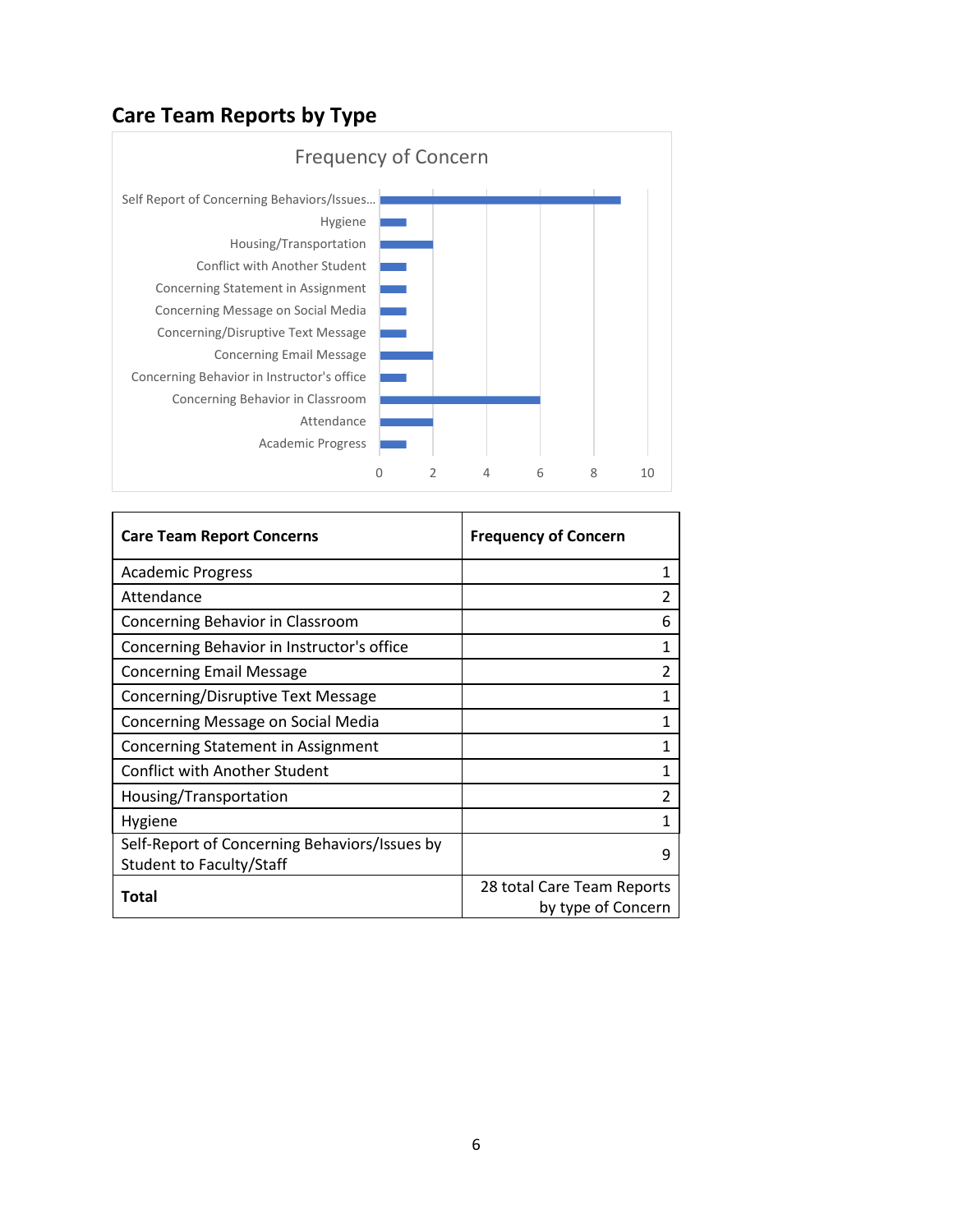## Care Team Reports by Type

| Care Team Report Concerns | Frequency of Concern |
|---|---|
| Academic Progress | 1 |
| Attendance | 2 |
| Concerning Behavior in Classroom | 6 |
| Concerning Behavior in Instructor's office | 1 |
| Concerning Email Message | 2 |
| Concerning/Disruptive Text Message | 1 |
| Concerning Message on Social Media | 1 |
| Concerning Statement in Assignment | 1 |
| Conflict with Another Student | 1 |
| Housing/Transportation | 2 |
| Hygiene | 1 |
| Self-Report of Concerning Behaviors/Issues by Student to Faculty/Staff | 9 |
| **Total** | 28 total Care Team Reports by type of Concern |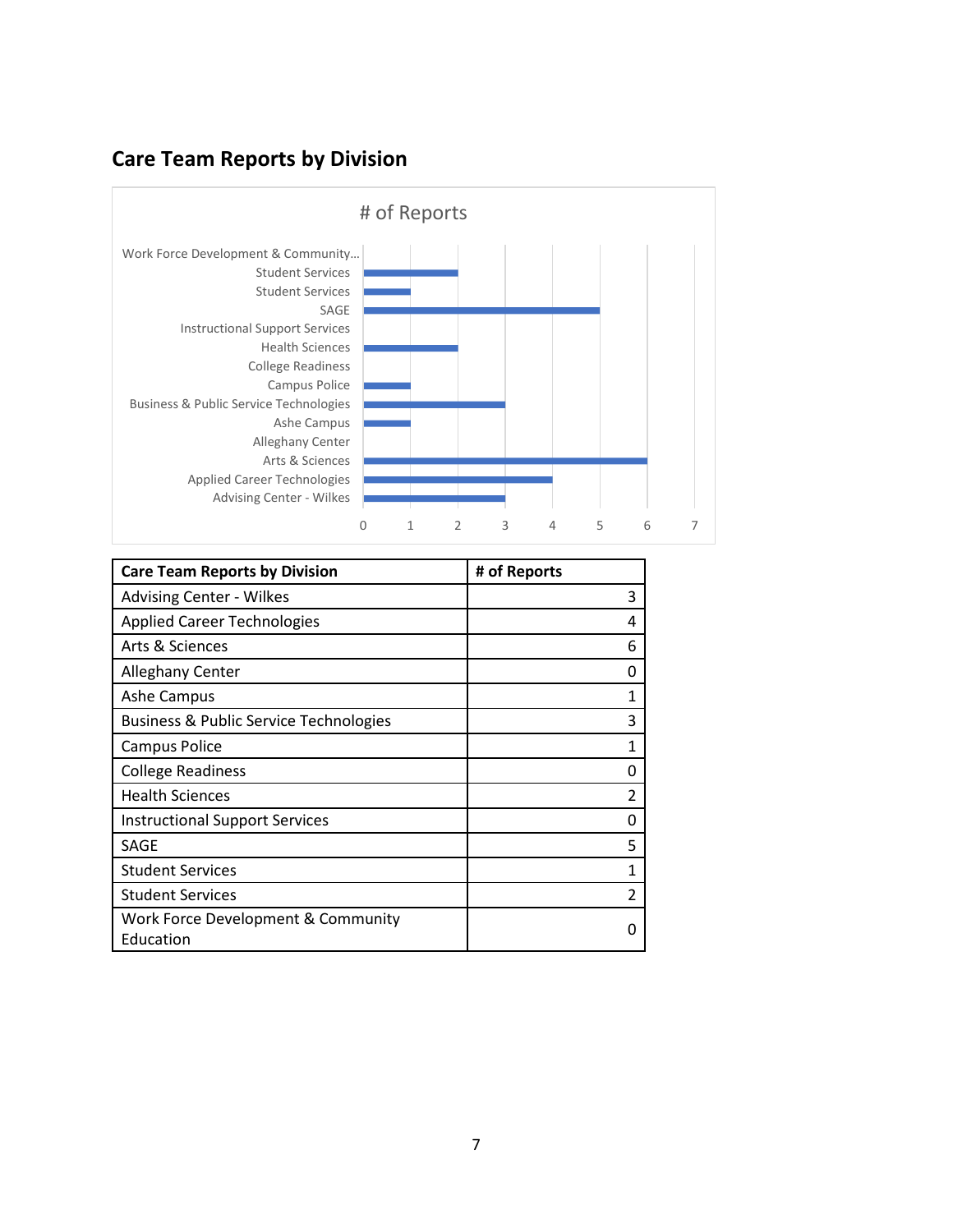## Care Team Reports by Division

| Care Team Reports by Division | # of Reports |
|---|---|
| Advising Center - Wilkes | 3 |
| Applied Career Technologies | 4 |
| Arts & Sciences | 6 |
| Alleghany Center | 0 |
| Ashe Campus | 1 |
| Business & Public Service Technologies | 3 |
| Campus Police | 1 |
| College Readiness | 0 |
| Health Sciences | 2 |
| Instructional Support Services | 0 |
| SAGE | 5 |
| Student Services | 1 |
| Student Services | 2 |
| Work Force Development & Community Education | 0 |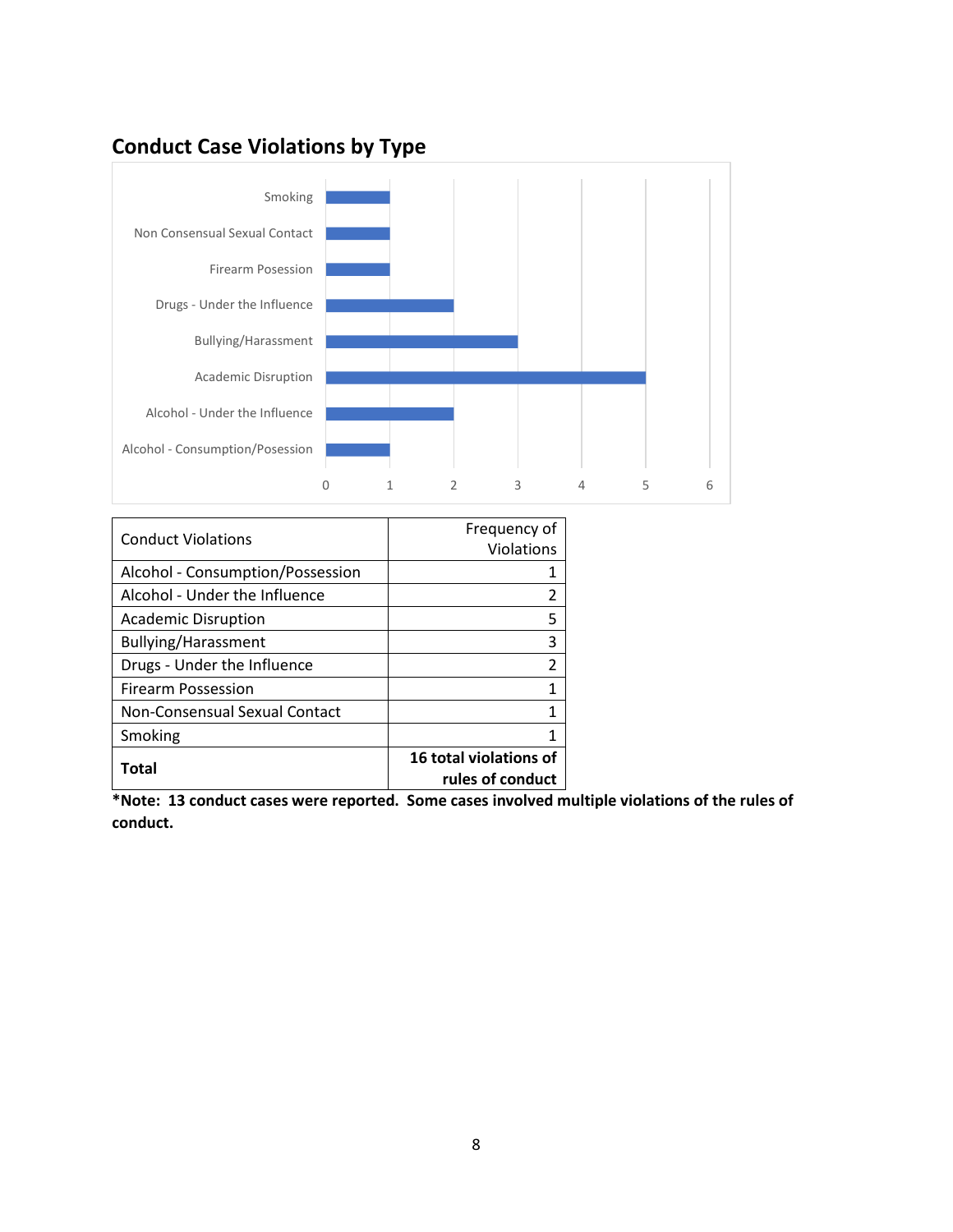## Conduct Case Violations by Type

| Conduct Violations | Frequency of Violations |
|---|---|
| Alcohol - Consumption/Possession | 1 |
| Alcohol - Under the Influence | 2 |
| Academic Disruption | 5 |
| Bullying/Harassment | 3 |
| Drugs - Under the Influence | 2 |
| Firearm Possession | 1 |
| Non-Consensual Sexual Contact | 1 |
| Smoking | 1 |
| **Total** | **16 total violations of rules of conduct** |

**\*Note: 13 conduct cases were reported. Some cases involved multiple violations of the rules of conduct.**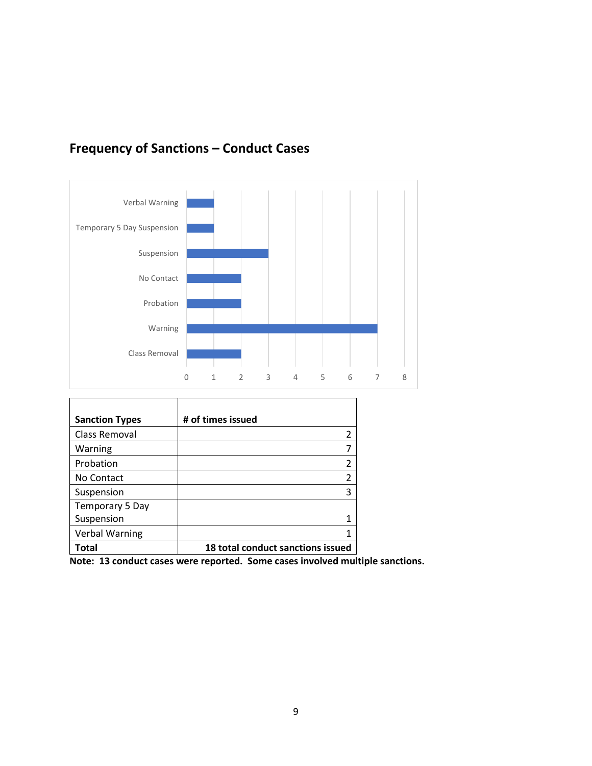## Frequency of Sanctions – Conduct Cases

| Sanction Types | # of times issued |
|---|---|
| Class Removal | 2 |
| Warning | 7 |
| Probation | 2 |
| No Contact | 2 |
| Suspension | 3 |
| Temporary 5 Day Suspension | 1 |
| Verbal Warning | 1 |
| **Total** | **18 total conduct sanctions issued** |

**Note: 13 conduct cases were reported. Some cases involved multiple sanctions.**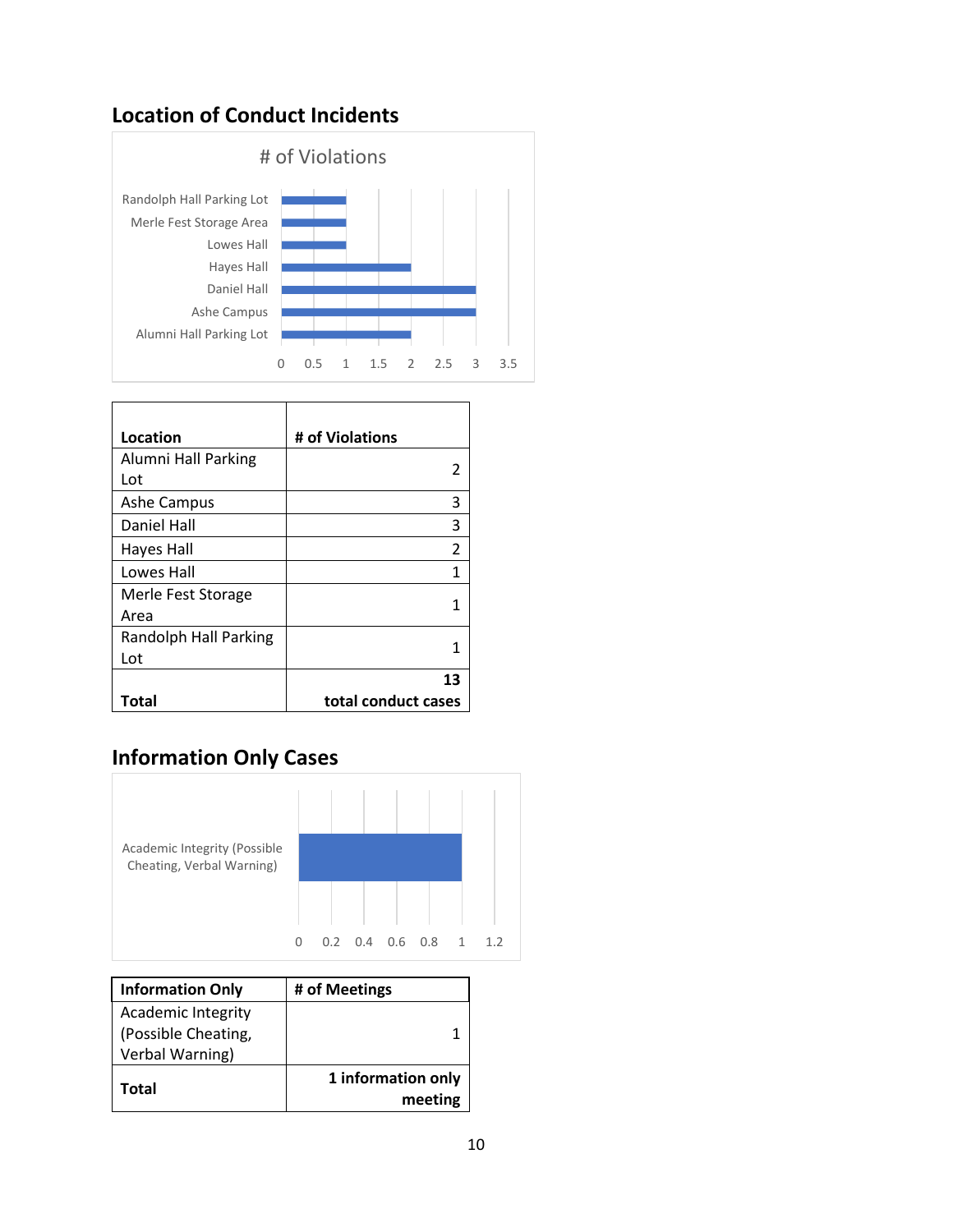## Location of Conduct Incidents

| Location | # of Violations |
|---|---|
| Alumni Hall Parking Lot | 2 |
| Ashe Campus | 3 |
| Daniel Hall | 3 |
| Hayes Hall | 2 |
| Lowes Hall | 1 |
| Merle Fest Storage Area | 1 |
| Randolph Hall Parking Lot | 1 |
| **Total** | **13 total conduct cases** |

## Information Only Cases

| Information Only | # of Meetings |
|---|---|
| Academic Integrity (Possible Cheating, Verbal Warning) | 1 |
| **Total** | **1 information only meeting** |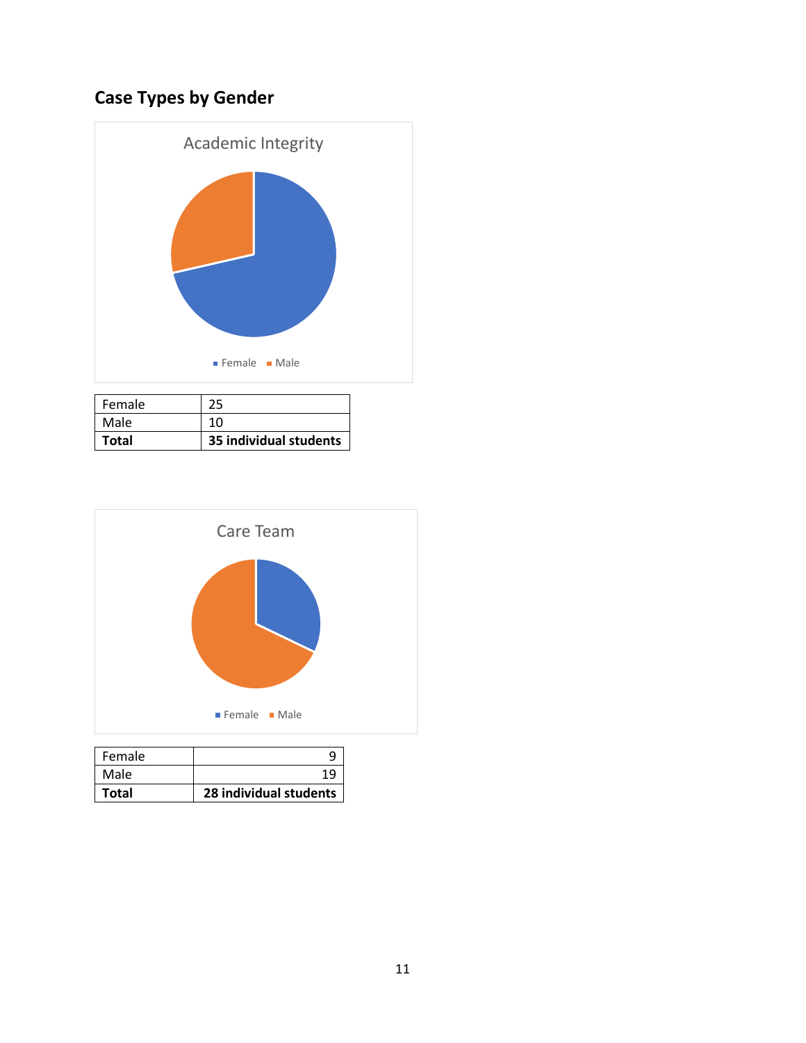## Case Types by Gender

Academic Integrity

| Female | 25 |
|---|---|
| Male | 10 |
| **Total** | **35 individual students** |

Care Team

| Female | 9 |
|---|---|
| Male | 19 |
| **Total** | **28 individual students** |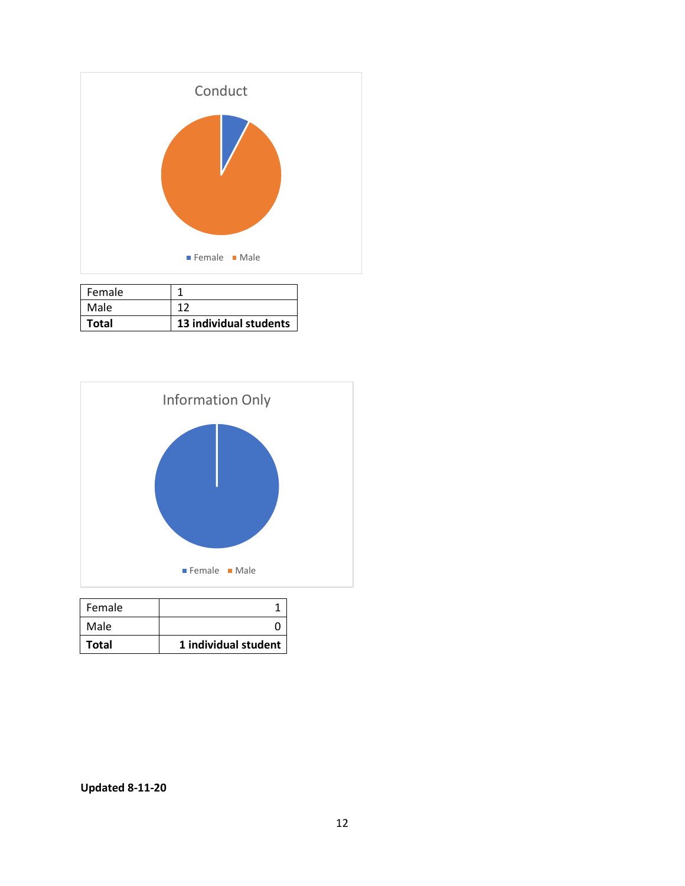Conduct

Female Male

| | |
|---|---|
| Female | 1 |
| Male | 12 |
| **Total** | **13 individual students** |

Information Only

Female Male

| | |
|---|---|
| Female | 1 |
| Male | 0 |
| **Total** | **1 individual student** |

**Updated 8-11-20**